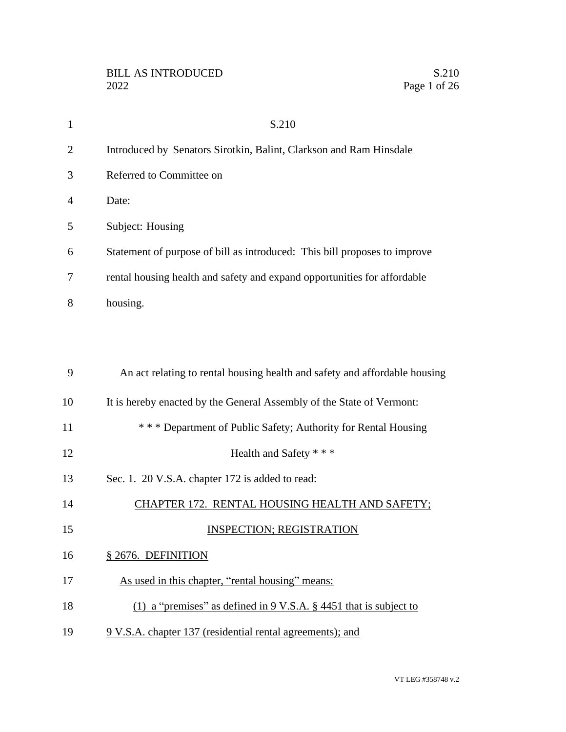S.210

Introduced by Senators Sirotkin, Balint, Clarkson and Ram Hinsdale

Referred to Committee on

Date:

Subject: Housing

Statement of purpose of bill as introduced: This bill proposes to improve rental housing health and safety and expand opportunities for affordable housing.

An act relating to rental housing health and safety and affordable housing

It is hereby enacted by the General Assembly of the State of Vermont:

\* \* \* Department of Public Safety; Authority for Rental Housing Health and Safety \* \* \*

Sec. 1. 20 V.S.A. chapter 172 is added to read:

CHAPTER 172. RENTAL HOUSING HEALTH AND SAFETY; INSPECTION; REGISTRATION

§ 2676. DEFINITION

As used in this chapter, "rental housing" means:

(1) a "premises" as defined in 9 V.S.A. § 4451 that is subject to 9 V.S.A. chapter 137 (residential rental agreements); and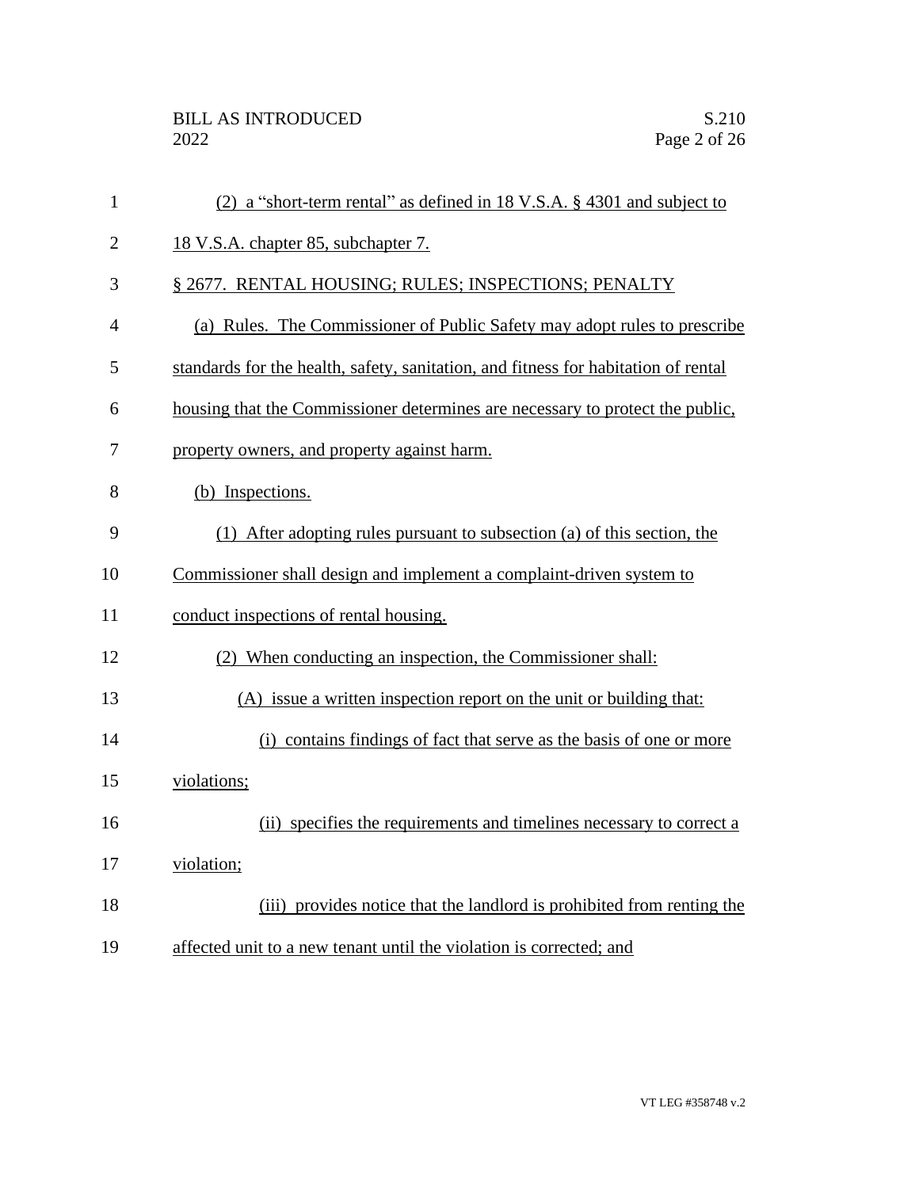(2) a "short-term rental" as defined in 18 V.S.A. § 4301 and subject to 18 V.S.A. chapter 85, subchapter 7.

§ 2677. RENTAL HOUSING; RULES; INSPECTIONS; PENALTY

(a) Rules. The Commissioner of Public Safety may adopt rules to prescribe standards for the health, safety, sanitation, and fitness for habitation of rental housing that the Commissioner determines are necessary to protect the public, property owners, and property against harm.

(b) Inspections.

(1) After adopting rules pursuant to subsection (a) of this section, the Commissioner shall design and implement a complaint-driven system to conduct inspections of rental housing.

(2) When conducting an inspection, the Commissioner shall:

(A) issue a written inspection report on the unit or building that:

(i) contains findings of fact that serve as the basis of one or more violations;

(ii) specifies the requirements and timelines necessary to correct a violation;

(iii) provides notice that the landlord is prohibited from renting the affected unit to a new tenant until the violation is corrected; and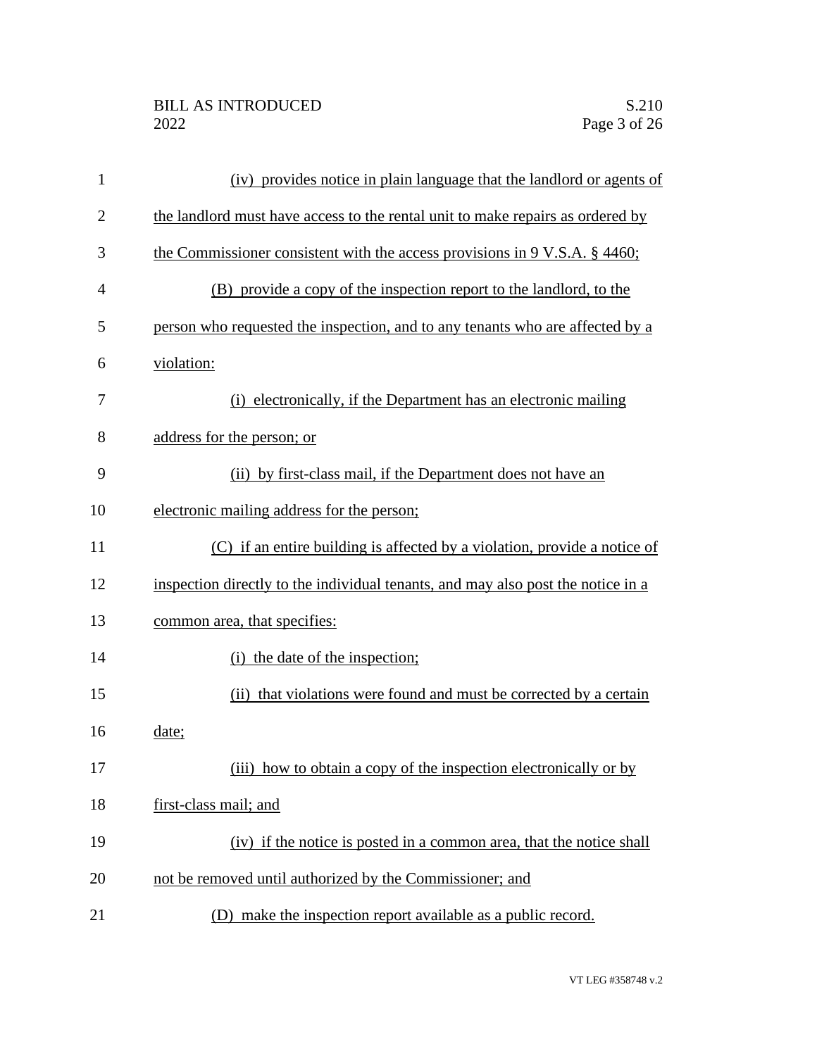(iv) provides notice in plain language that the landlord or agents of the landlord must have access to the rental unit to make repairs as ordered by the Commissioner consistent with the access provisions in 9 V.S.A. § 4460;

(B) provide a copy of the inspection report to the landlord, to the person who requested the inspection, and to any tenants who are affected by a violation:

(i) electronically, if the Department has an electronic mailing address for the person; or

(ii) by first-class mail, if the Department does not have an electronic mailing address for the person;

(C) if an entire building is affected by a violation, provide a notice of inspection directly to the individual tenants, and may also post the notice in a common area, that specifies:

(i) the date of the inspection;

(ii) that violations were found and must be corrected by a certain date;

(iii) how to obtain a copy of the inspection electronically or by first-class mail; and

(iv) if the notice is posted in a common area, that the notice shall not be removed until authorized by the Commissioner; and

(D) make the inspection report available as a public record.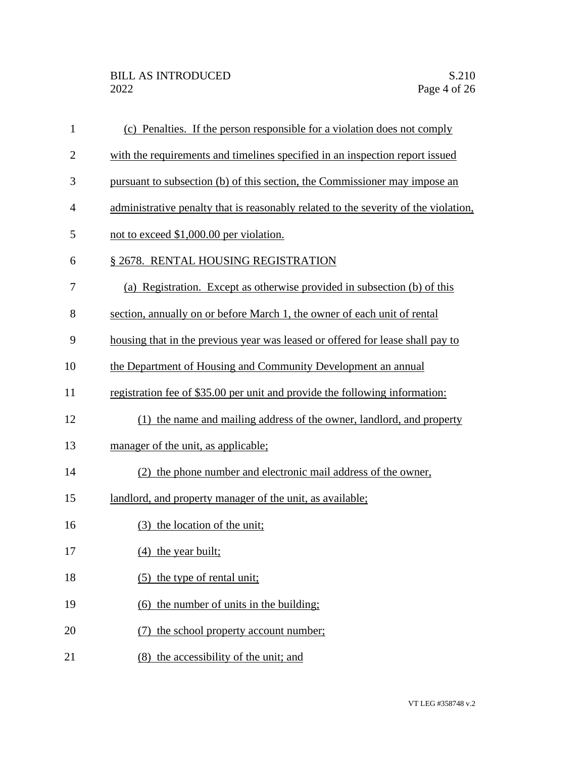(c) Penalties. If the person responsible for a violation does not comply with the requirements and timelines specified in an inspection report issued pursuant to subsection (b) of this section, the Commissioner may impose an administrative penalty that is reasonably related to the severity of the violation, not to exceed $1,000.00 per violation.

§ 2678. RENTAL HOUSING REGISTRATION

(a) Registration. Except as otherwise provided in subsection (b) of this section, annually on or before March 1, the owner of each unit of rental housing that in the previous year was leased or offered for lease shall pay to the Department of Housing and Community Development an annual registration fee of $35.00 per unit and provide the following information:

(1) the name and mailing address of the owner, landlord, and property manager of the unit, as applicable;

(2) the phone number and electronic mail address of the owner, landlord, and property manager of the unit, as available;

(3) the location of the unit;

(4) the year built;

(5) the type of rental unit;

(6) the number of units in the building;

(7) the school property account number;

(8) the accessibility of the unit; and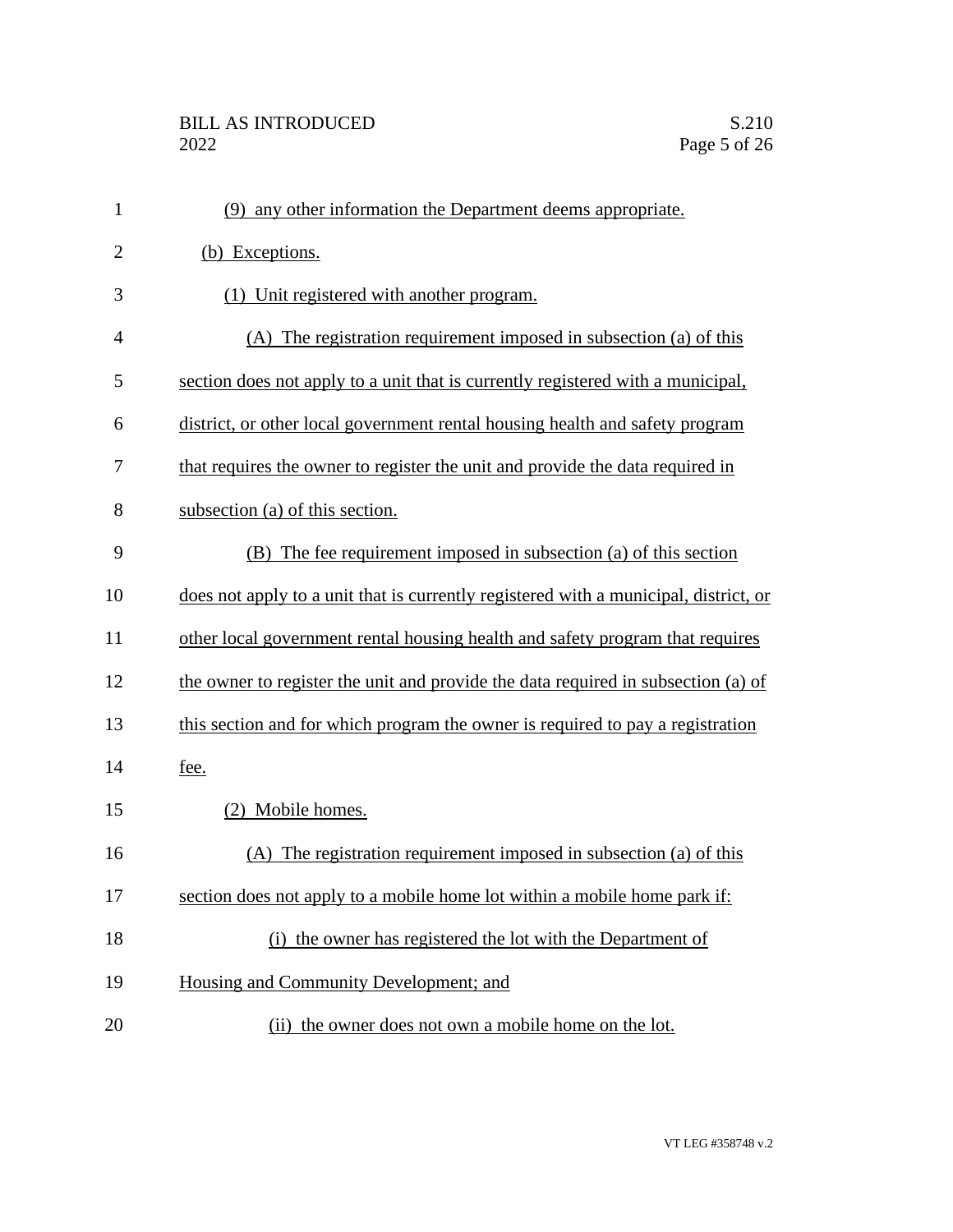(9) any other information the Department deems appropriate.

(b) Exceptions.

(1) Unit registered with another program.

(A) The registration requirement imposed in subsection (a) of this section does not apply to a unit that is currently registered with a municipal, district, or other local government rental housing health and safety program that requires the owner to register the unit and provide the data required in subsection (a) of this section.

(B) The fee requirement imposed in subsection (a) of this section does not apply to a unit that is currently registered with a municipal, district, or other local government rental housing health and safety program that requires the owner to register the unit and provide the data required in subsection (a) of this section and for which program the owner is required to pay a registration fee.

(2) Mobile homes.

(A) The registration requirement imposed in subsection (a) of this section does not apply to a mobile home lot within a mobile home park if:

(i) the owner has registered the lot with the Department of Housing and Community Development; and

(ii) the owner does not own a mobile home on the lot.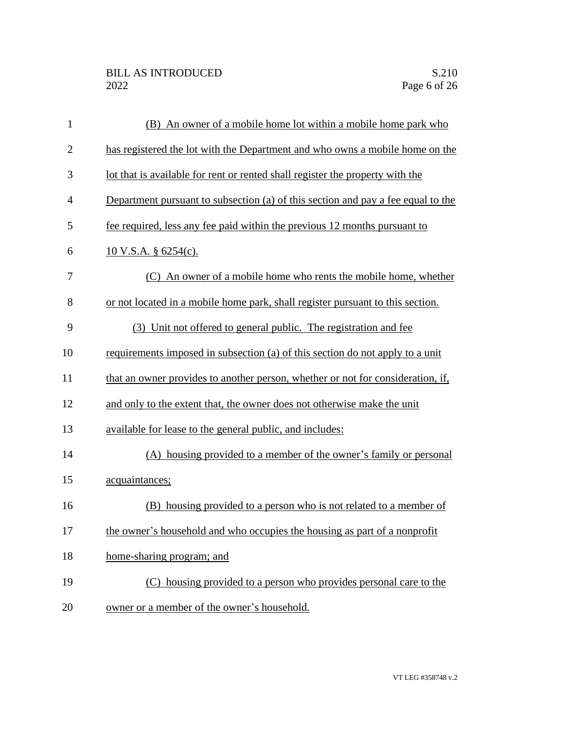(B) An owner of a mobile home lot within a mobile home park who has registered the lot with the Department and who owns a mobile home on the lot that is available for rent or rented shall register the property with the Department pursuant to subsection (a) of this section and pay a fee equal to the fee required, less any fee paid within the previous 12 months pursuant to 10 V.S.A. § 6254(c).

(C) An owner of a mobile home who rents the mobile home, whether or not located in a mobile home park, shall register pursuant to this section.

(3) Unit not offered to general public. The registration and fee requirements imposed in subsection (a) of this section do not apply to a unit that an owner provides to another person, whether or not for consideration, if, and only to the extent that, the owner does not otherwise make the unit available for lease to the general public, and includes:

(A) housing provided to a member of the owner's family or personal acquaintances;

(B) housing provided to a person who is not related to a member of the owner's household and who occupies the housing as part of a nonprofit home-sharing program; and

(C) housing provided to a person who provides personal care to the owner or a member of the owner's household.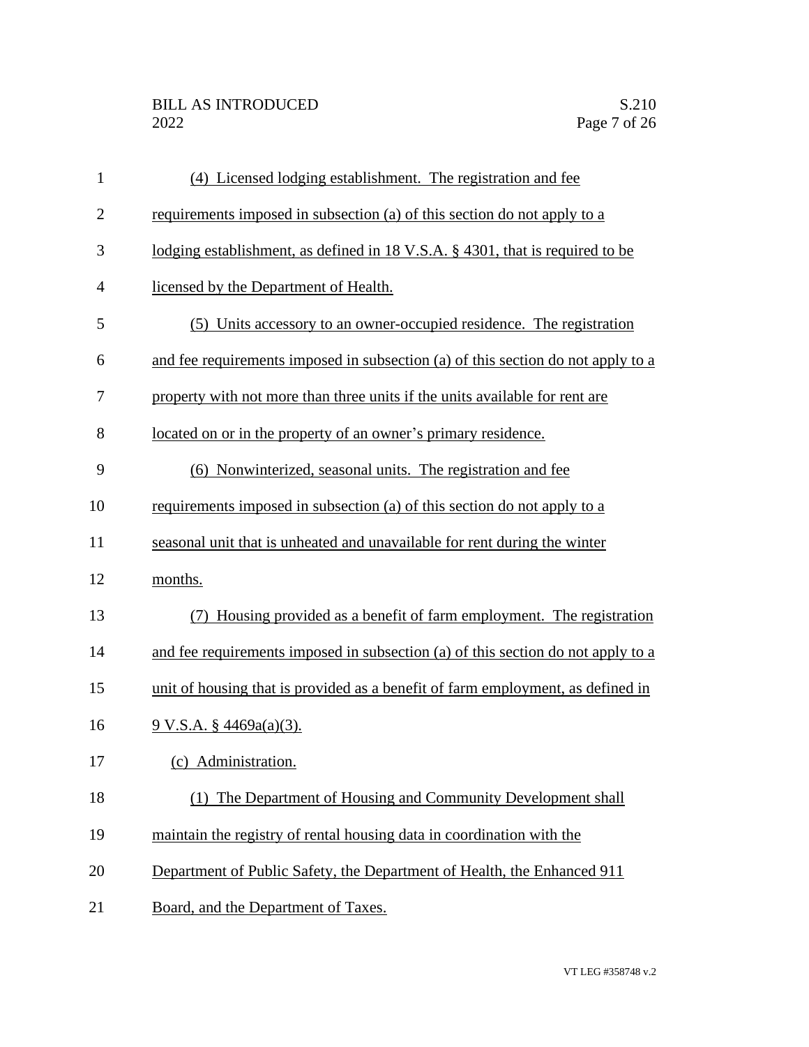(4) Licensed lodging establishment. The registration and fee requirements imposed in subsection (a) of this section do not apply to a lodging establishment, as defined in 18 V.S.A. § 4301, that is required to be licensed by the Department of Health.

(5) Units accessory to an owner-occupied residence. The registration and fee requirements imposed in subsection (a) of this section do not apply to a property with not more than three units if the units available for rent are located on or in the property of an owner's primary residence.

(6) Nonwinterized, seasonal units. The registration and fee requirements imposed in subsection (a) of this section do not apply to a seasonal unit that is unheated and unavailable for rent during the winter months.

(7) Housing provided as a benefit of farm employment. The registration and fee requirements imposed in subsection (a) of this section do not apply to a unit of housing that is provided as a benefit of farm employment, as defined in 9 V.S.A. § 4469a(a)(3).

(c) Administration.

(1) The Department of Housing and Community Development shall maintain the registry of rental housing data in coordination with the Department of Public Safety, the Department of Health, the Enhanced 911 Board, and the Department of Taxes.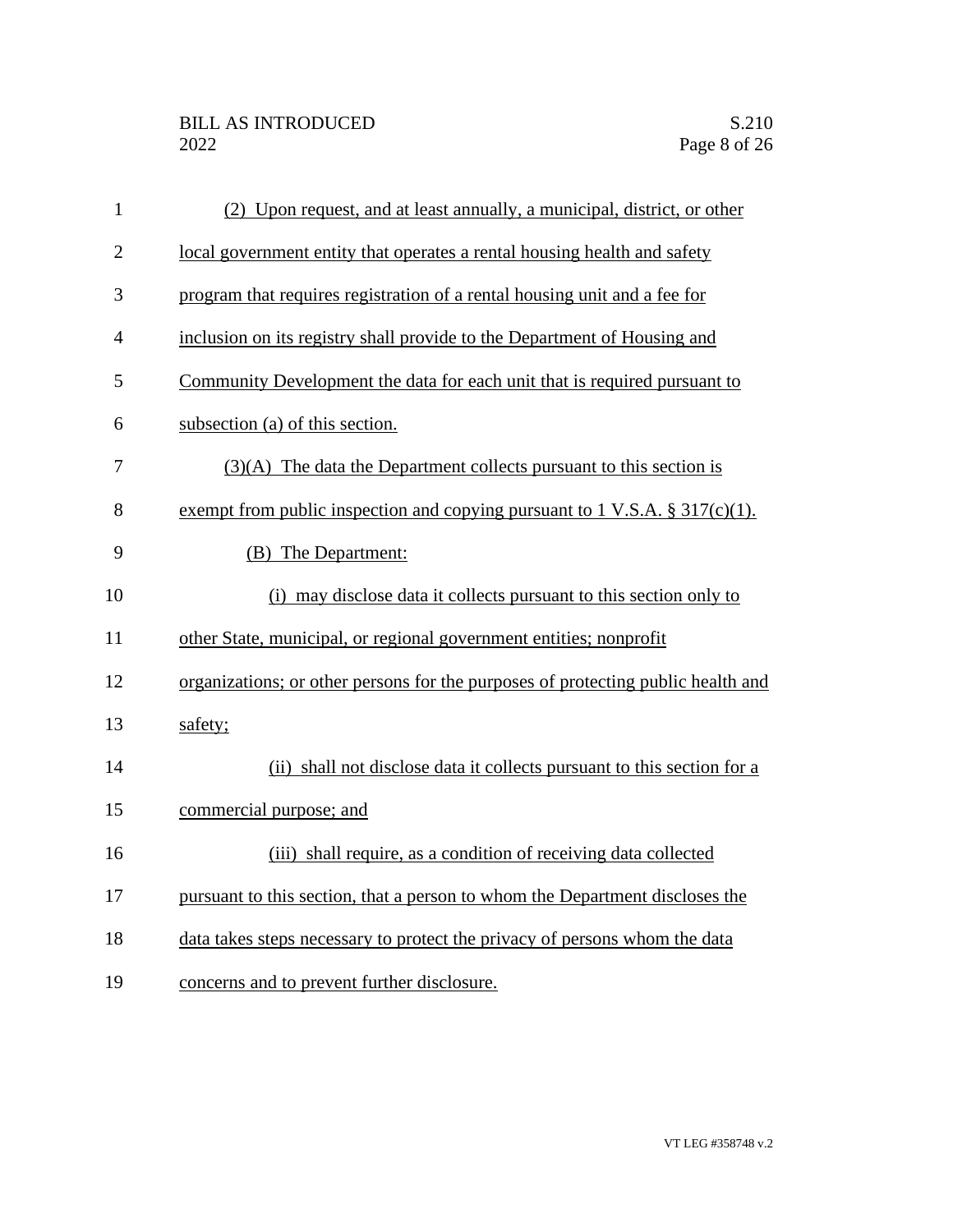(2) Upon request, and at least annually, a municipal, district, or other local government entity that operates a rental housing health and safety program that requires registration of a rental housing unit and a fee for inclusion on its registry shall provide to the Department of Housing and Community Development the data for each unit that is required pursuant to subsection (a) of this section.

(3)(A) The data the Department collects pursuant to this section is exempt from public inspection and copying pursuant to 1 V.S.A. § 317(c)(1).

(B) The Department:

(i) may disclose data it collects pursuant to this section only to other State, municipal, or regional government entities; nonprofit organizations; or other persons for the purposes of protecting public health and safety;

(ii) shall not disclose data it collects pursuant to this section for a commercial purpose; and

(iii) shall require, as a condition of receiving data collected pursuant to this section, that a person to whom the Department discloses the data takes steps necessary to protect the privacy of persons whom the data concerns and to prevent further disclosure.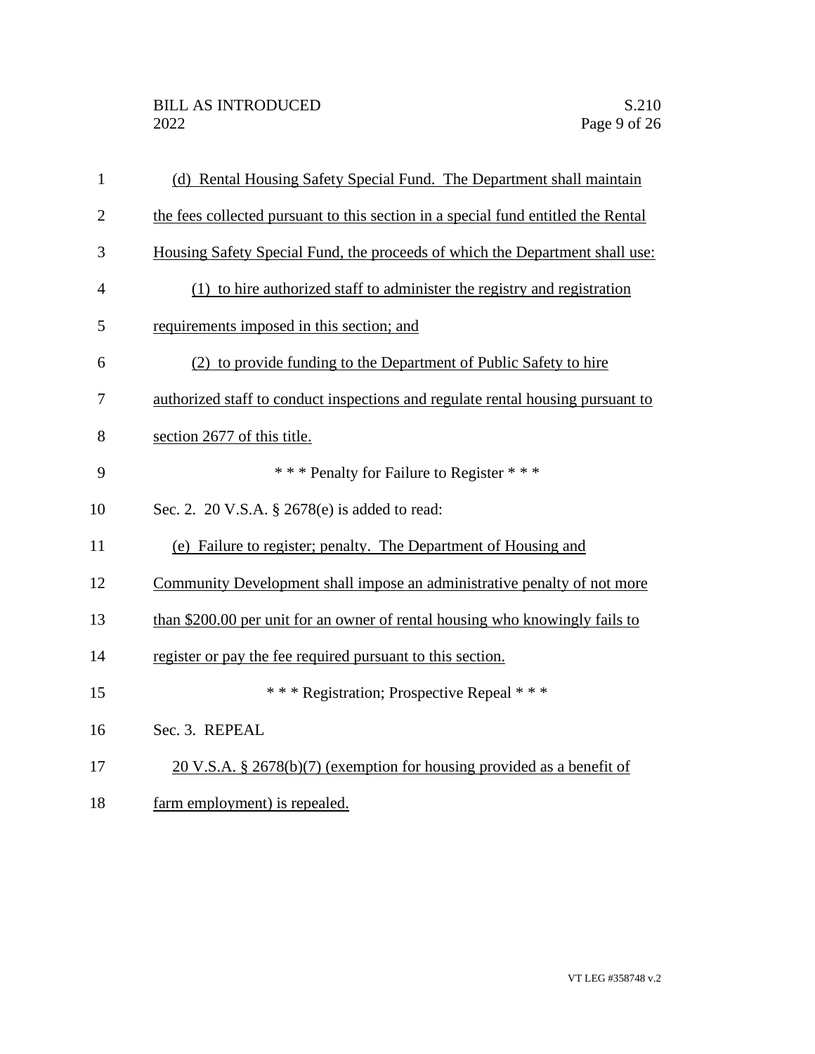(d) Rental Housing Safety Special Fund. The Department shall maintain the fees collected pursuant to this section in a special fund entitled the Rental Housing Safety Special Fund, the proceeds of which the Department shall use:

(1) to hire authorized staff to administer the registry and registration requirements imposed in this section; and

(2) to provide funding to the Department of Public Safety to hire authorized staff to conduct inspections and regulate rental housing pursuant to section 2677 of this title.

\* \* \* Penalty for Failure to Register \* \* \*

Sec. 2. 20 V.S.A. § 2678(e) is added to read:

(e) Failure to register; penalty. The Department of Housing and Community Development shall impose an administrative penalty of not more than $200.00 per unit for an owner of rental housing who knowingly fails to register or pay the fee required pursuant to this section.

\* \* \* Registration; Prospective Repeal \* \* \*

Sec. 3. REPEAL

20 V.S.A. § 2678(b)(7) (exemption for housing provided as a benefit of farm employment) is repealed.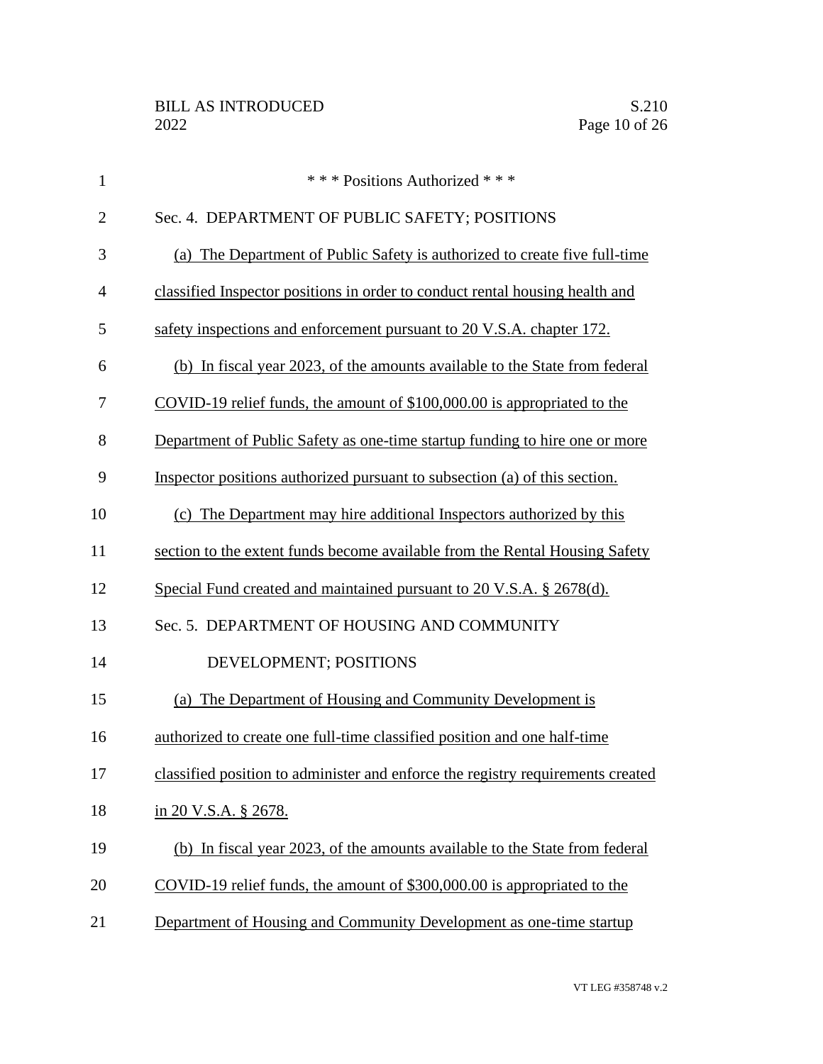\* \* \* Positions Authorized \* \* \*

Sec. 4. DEPARTMENT OF PUBLIC SAFETY; POSITIONS

(a) The Department of Public Safety is authorized to create five full-time classified Inspector positions in order to conduct rental housing health and safety inspections and enforcement pursuant to 20 V.S.A. chapter 172.

(b) In fiscal year 2023, of the amounts available to the State from federal COVID-19 relief funds, the amount of $100,000.00 is appropriated to the Department of Public Safety as one-time startup funding to hire one or more Inspector positions authorized pursuant to subsection (a) of this section.

(c) The Department may hire additional Inspectors authorized by this section to the extent funds become available from the Rental Housing Safety Special Fund created and maintained pursuant to 20 V.S.A. § 2678(d).

Sec. 5. DEPARTMENT OF HOUSING AND COMMUNITY DEVELOPMENT; POSITIONS

(a) The Department of Housing and Community Development is authorized to create one full-time classified position and one half-time classified position to administer and enforce the registry requirements created in 20 V.S.A. § 2678.

(b) In fiscal year 2023, of the amounts available to the State from federal COVID-19 relief funds, the amount of $300,000.00 is appropriated to the Department of Housing and Community Development as one-time startup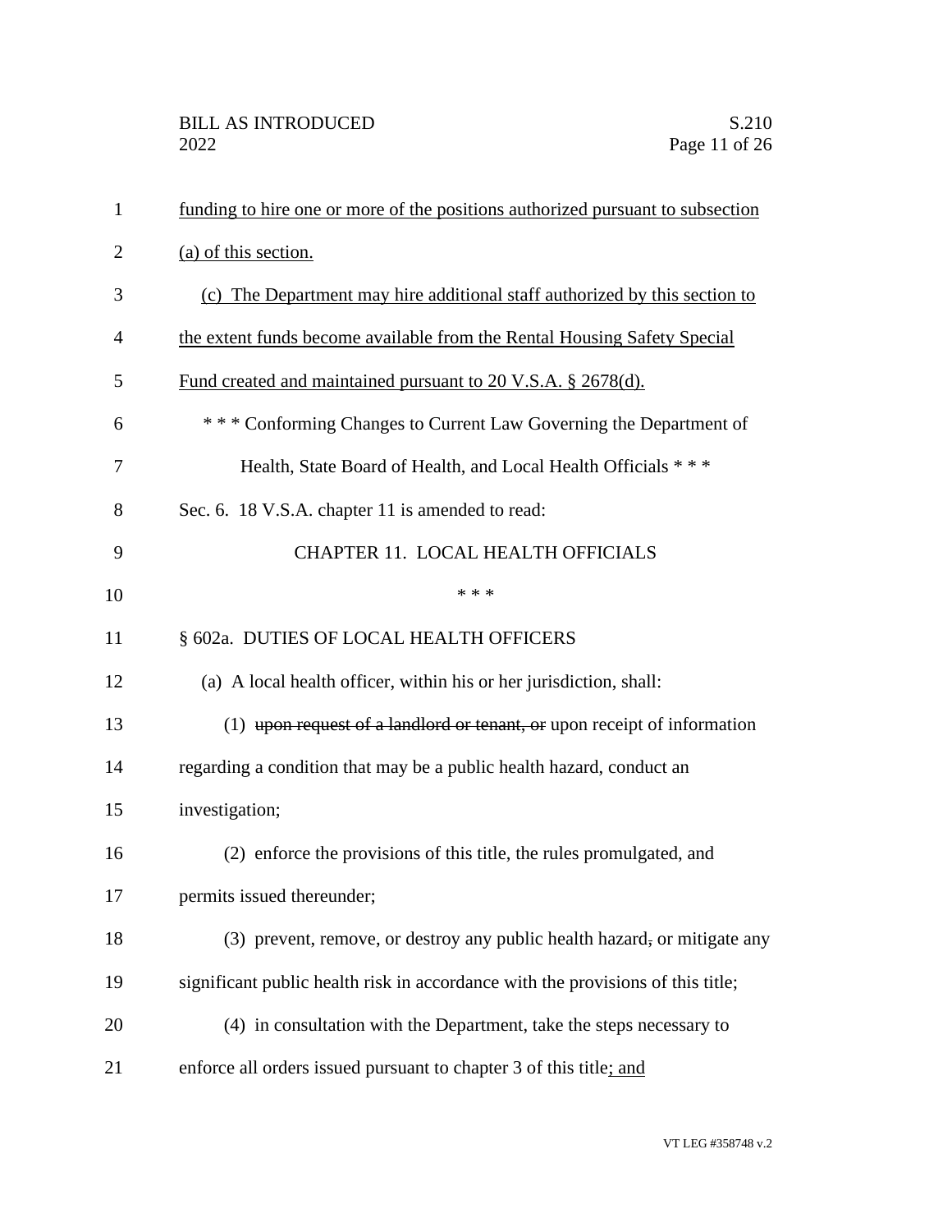funding to hire one or more of the positions authorized pursuant to subsection (a) of this section.

(c) The Department may hire additional staff authorized by this section to the extent funds become available from the Rental Housing Safety Special Fund created and maintained pursuant to 20 V.S.A. § 2678(d).

\* \* \* Conforming Changes to Current Law Governing the Department of Health, State Board of Health, and Local Health Officials \* \* \*

Sec. 6. 18 V.S.A. chapter 11 is amended to read:

CHAPTER 11. LOCAL HEALTH OFFICIALS

\* \* \*

§ 602a. DUTIES OF LOCAL HEALTH OFFICERS

(a) A local health officer, within his or her jurisdiction, shall:

(1) ~~upon request of a landlord or tenant, or~~ upon receipt of information regarding a condition that may be a public health hazard, conduct an investigation;

(2) enforce the provisions of this title, the rules promulgated, and permits issued thereunder;

(3) prevent, remove, or destroy any public health hazard~~,~~ or mitigate any significant public health risk in accordance with the provisions of this title;

(4) in consultation with the Department, take the steps necessary to enforce all orders issued pursuant to chapter 3 of this title; and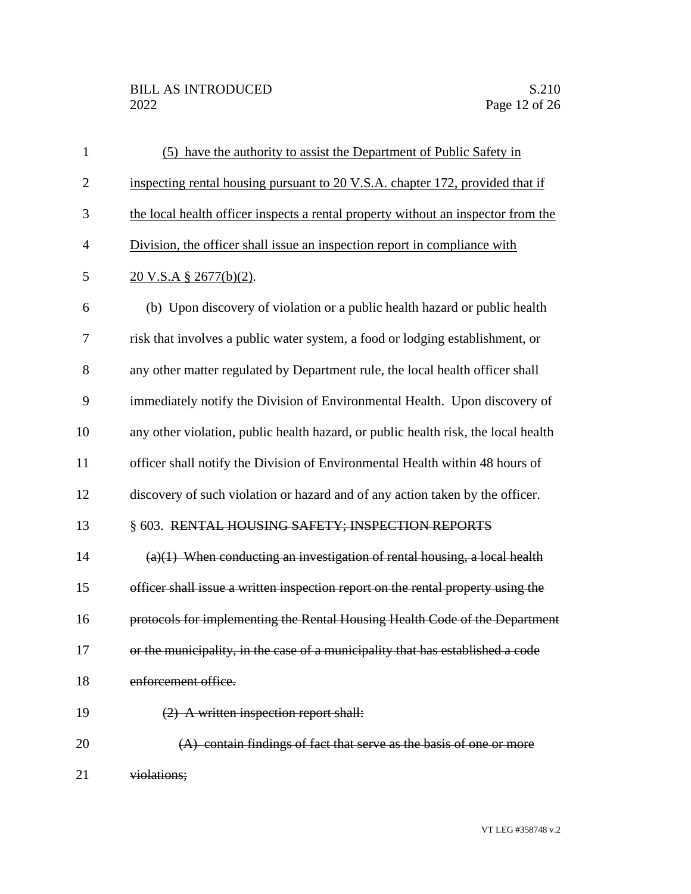<u>(5) have the authority to assist the Department of Public Safety in inspecting rental housing pursuant to 20 V.S.A. chapter 172, provided that if the local health officer inspects a rental property without an inspector from the Division, the officer shall issue an inspection report in compliance with 20 V.S.A § 2677(b)(2)</u>.

(b) Upon discovery of violation or a public health hazard or public health risk that involves a public water system, a food or lodging establishment, or any other matter regulated by Department rule, the local health officer shall immediately notify the Division of Environmental Health. Upon discovery of any other violation, public health hazard, or public health risk, the local health officer shall notify the Division of Environmental Health within 48 hours of discovery of such violation or hazard and of any action taken by the officer.

§ 603. ~~RENTAL HOUSING SAFETY; INSPECTION REPORTS~~

~~(a)(1) When conducting an investigation of rental housing, a local health officer shall issue a written inspection report on the rental property using the protocols for implementing the Rental Housing Health Code of the Department or the municipality, in the case of a municipality that has established a code enforcement office.~~

~~(2) A written inspection report shall:~~

~~(A) contain findings of fact that serve as the basis of one or more violations;~~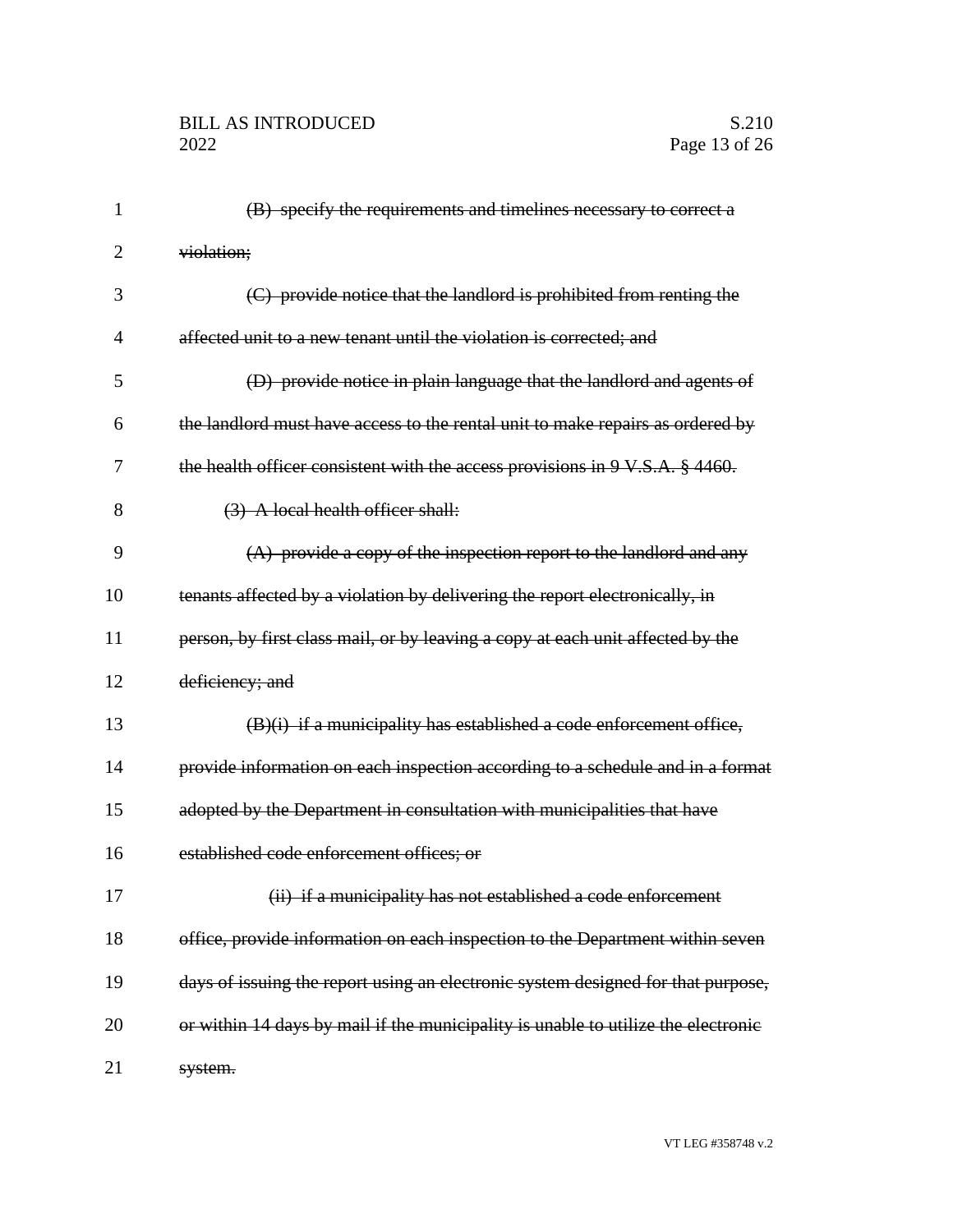~~(B) specify the requirements and timelines necessary to correct a violation;~~

~~(C) provide notice that the landlord is prohibited from renting the affected unit to a new tenant until the violation is corrected; and~~

~~(D) provide notice in plain language that the landlord and agents of the landlord must have access to the rental unit to make repairs as ordered by the health officer consistent with the access provisions in 9 V.S.A. § 4460.~~

~~(3) A local health officer shall:~~

~~(A) provide a copy of the inspection report to the landlord and any tenants affected by a violation by delivering the report electronically, in person, by first class mail, or by leaving a copy at each unit affected by the deficiency; and~~

~~(B)(i) if a municipality has established a code enforcement office, provide information on each inspection according to a schedule and in a format adopted by the Department in consultation with municipalities that have established code enforcement offices; or~~

~~(ii) if a municipality has not established a code enforcement office, provide information on each inspection to the Department within seven days of issuing the report using an electronic system designed for that purpose, or within 14 days by mail if the municipality is unable to utilize the electronic system.~~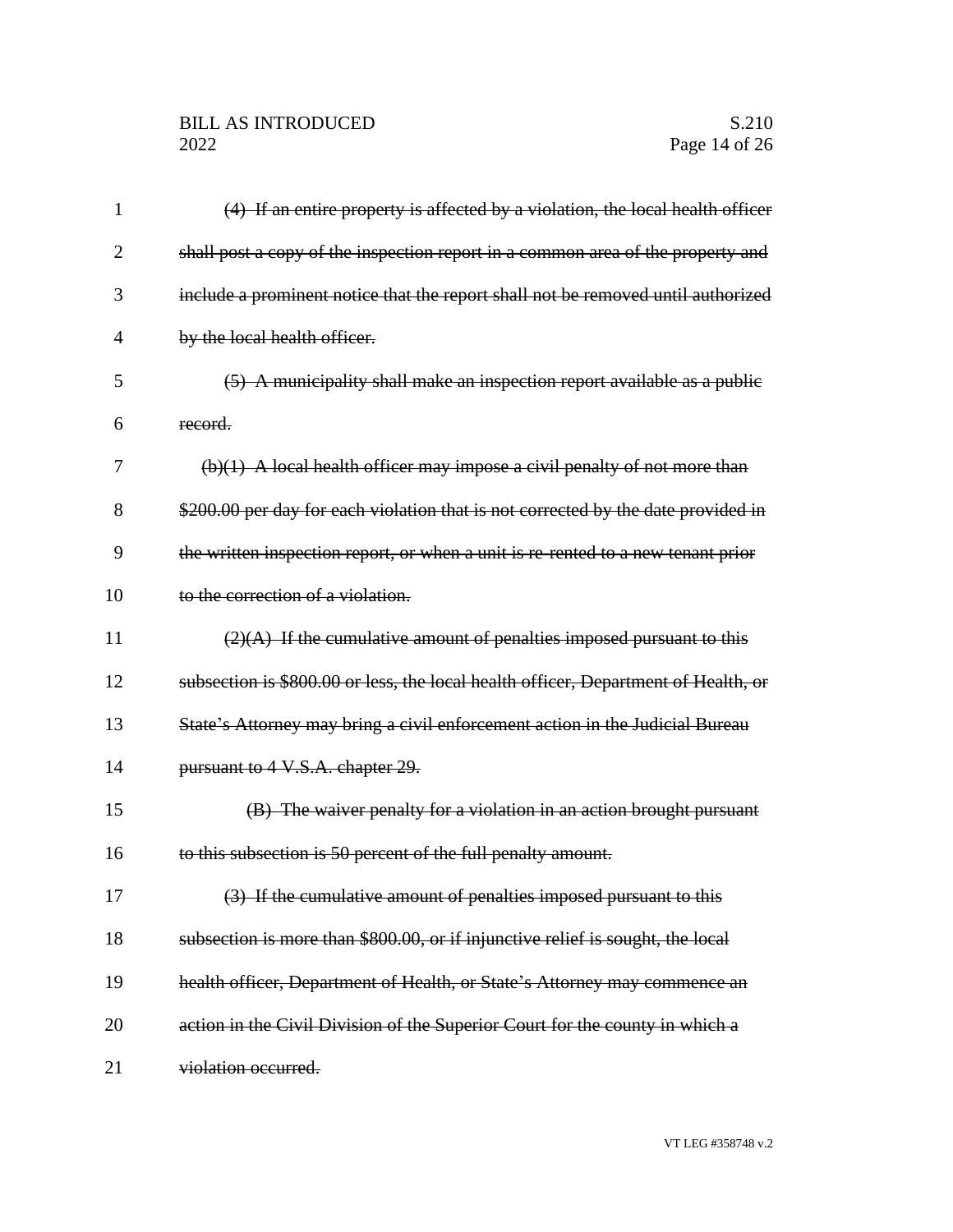~~(4) If an entire property is affected by a violation, the local health officer shall post a copy of the inspection report in a common area of the property and include a prominent notice that the report shall not be removed until authorized by the local health officer.~~

~~(5) A municipality shall make an inspection report available as a public record.~~

~~(b)(1) A local health officer may impose a civil penalty of not more than $200.00 per day for each violation that is not corrected by the date provided in the written inspection report, or when a unit is re-rented to a new tenant prior to the correction of a violation.~~

~~(2)(A) If the cumulative amount of penalties imposed pursuant to this subsection is $800.00 or less, the local health officer, Department of Health, or State's Attorney may bring a civil enforcement action in the Judicial Bureau pursuant to 4 V.S.A. chapter 29.~~

~~(B) The waiver penalty for a violation in an action brought pursuant to this subsection is 50 percent of the full penalty amount.~~

~~(3) If the cumulative amount of penalties imposed pursuant to this subsection is more than $800.00, or if injunctive relief is sought, the local health officer, Department of Health, or State's Attorney may commence an action in the Civil Division of the Superior Court for the county in which a violation occurred.~~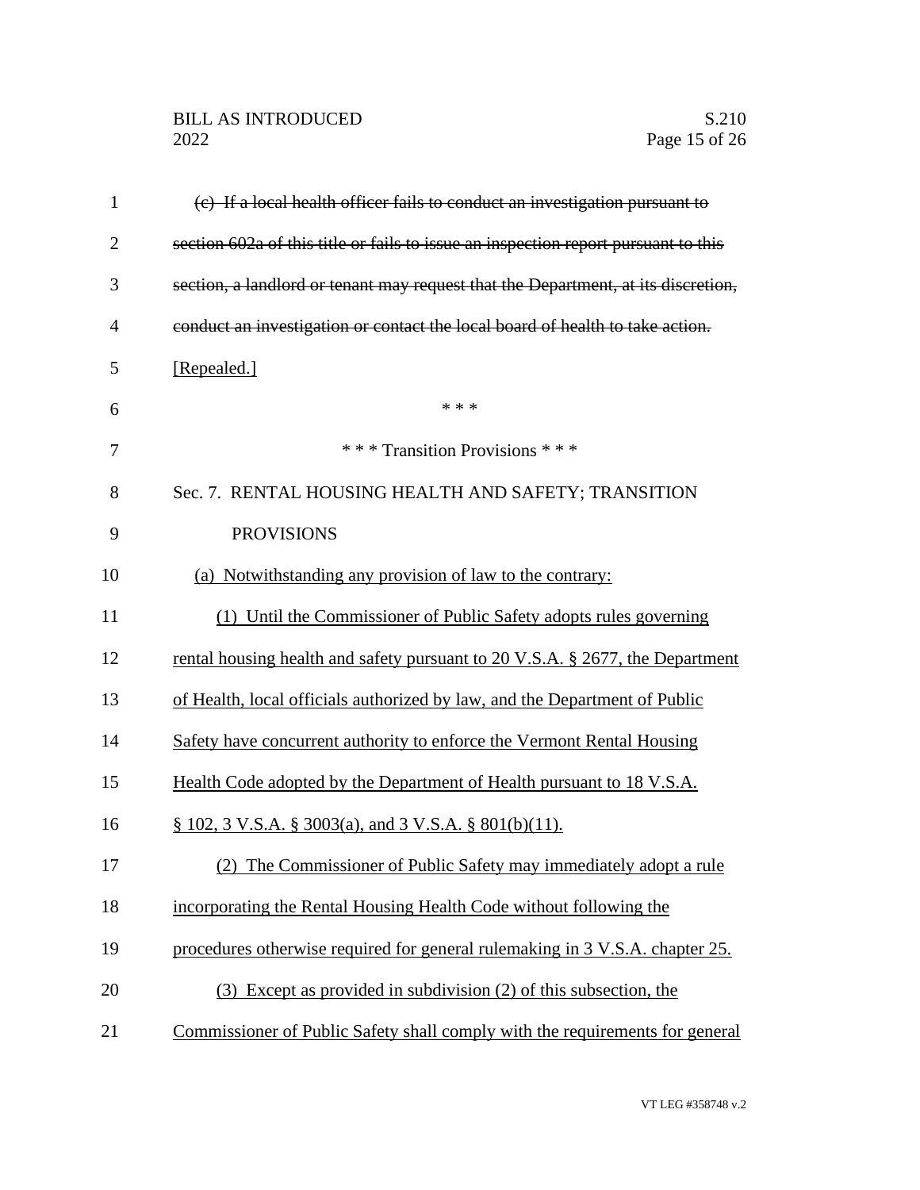~~(c) If a local health officer fails to conduct an investigation pursuant to section 602a of this title or fails to issue an inspection report pursuant to this section, a landlord or tenant may request that the Department, at its discretion, conduct an investigation or contact the local board of health to take action.~~ [Repealed.]

\* \* \*

\* \* \* Transition Provisions \* \* \*

Sec. 7. RENTAL HOUSING HEALTH AND SAFETY; TRANSITION PROVISIONS

(a) Notwithstanding any provision of law to the contrary:

(1) Until the Commissioner of Public Safety adopts rules governing rental housing health and safety pursuant to 20 V.S.A. § 2677, the Department of Health, local officials authorized by law, and the Department of Public Safety have concurrent authority to enforce the Vermont Rental Housing Health Code adopted by the Department of Health pursuant to 18 V.S.A. § 102, 3 V.S.A. § 3003(a), and 3 V.S.A. § 801(b)(11).

(2) The Commissioner of Public Safety may immediately adopt a rule incorporating the Rental Housing Health Code without following the procedures otherwise required for general rulemaking in 3 V.S.A. chapter 25.

(3) Except as provided in subdivision (2) of this subsection, the Commissioner of Public Safety shall comply with the requirements for general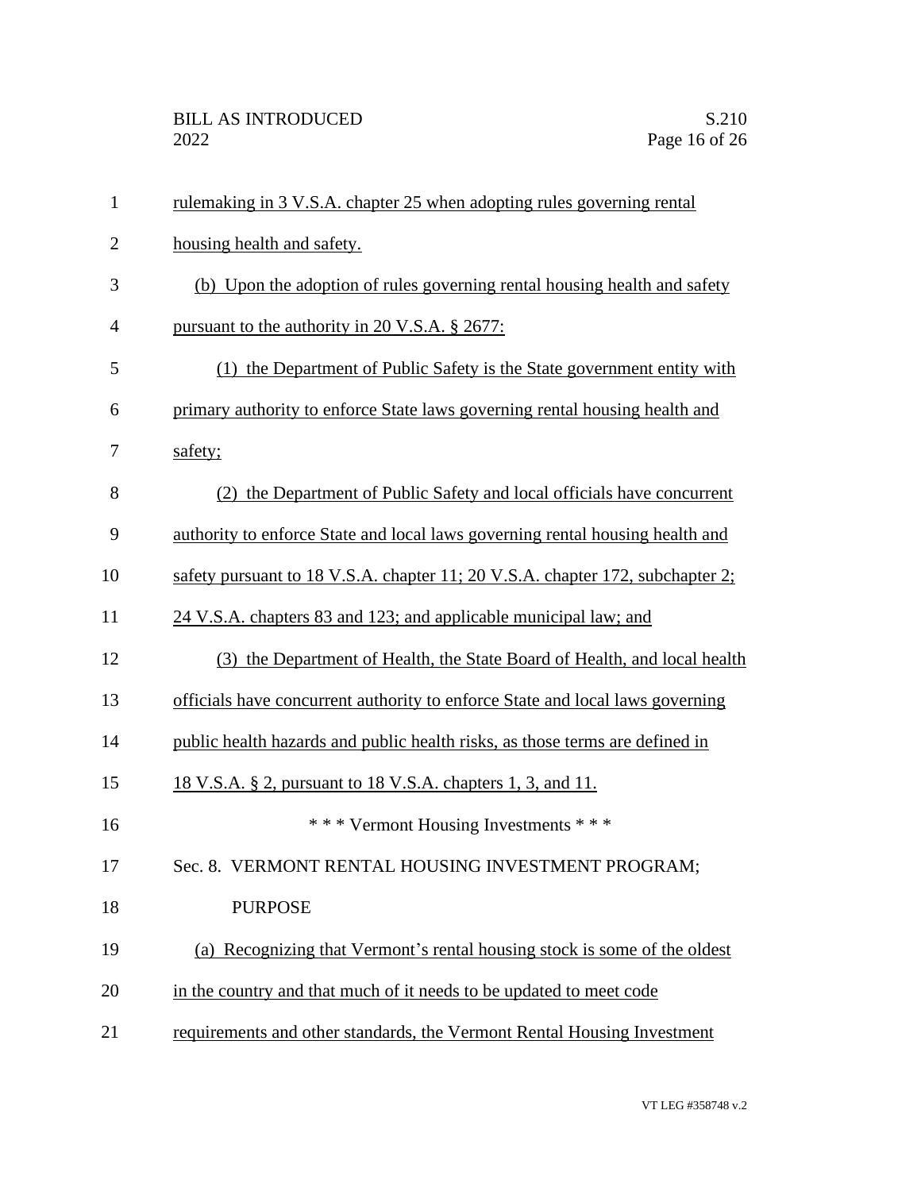rulemaking in 3 V.S.A. chapter 25 when adopting rules governing rental housing health and safety.

(b) Upon the adoption of rules governing rental housing health and safety pursuant to the authority in 20 V.S.A. § 2677:

(1) the Department of Public Safety is the State government entity with primary authority to enforce State laws governing rental housing health and safety;

(2) the Department of Public Safety and local officials have concurrent authority to enforce State and local laws governing rental housing health and safety pursuant to 18 V.S.A. chapter 11; 20 V.S.A. chapter 172, subchapter 2; 24 V.S.A. chapters 83 and 123; and applicable municipal law; and

(3) the Department of Health, the State Board of Health, and local health officials have concurrent authority to enforce State and local laws governing public health hazards and public health risks, as those terms are defined in 18 V.S.A. § 2, pursuant to 18 V.S.A. chapters 1, 3, and 11.

\* \* \* Vermont Housing Investments \* \* \*

Sec. 8. VERMONT RENTAL HOUSING INVESTMENT PROGRAM; PURPOSE

(a) Recognizing that Vermont's rental housing stock is some of the oldest in the country and that much of it needs to be updated to meet code requirements and other standards, the Vermont Rental Housing Investment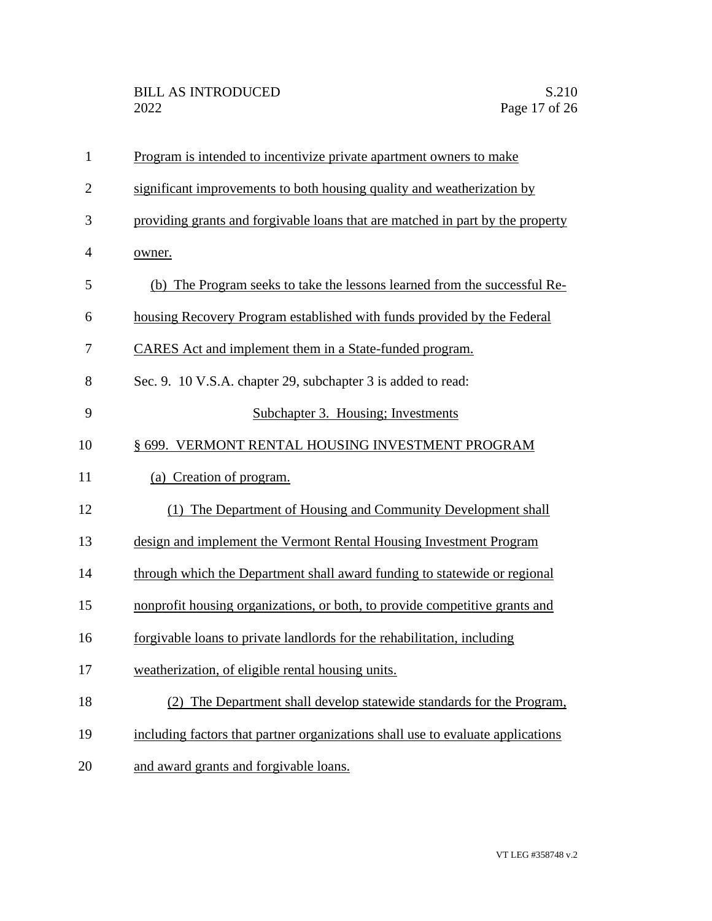Program is intended to incentivize private apartment owners to make significant improvements to both housing quality and weatherization by providing grants and forgivable loans that are matched in part by the property owner.

(b) The Program seeks to take the lessons learned from the successful Re-housing Recovery Program established with funds provided by the Federal CARES Act and implement them in a State-funded program.

Sec. 9. 10 V.S.A. chapter 29, subchapter 3 is added to read:

Subchapter 3. Housing; Investments

§ 699. VERMONT RENTAL HOUSING INVESTMENT PROGRAM

(a) Creation of program.

(1) The Department of Housing and Community Development shall design and implement the Vermont Rental Housing Investment Program through which the Department shall award funding to statewide or regional nonprofit housing organizations, or both, to provide competitive grants and forgivable loans to private landlords for the rehabilitation, including weatherization, of eligible rental housing units.

(2) The Department shall develop statewide standards for the Program, including factors that partner organizations shall use to evaluate applications and award grants and forgivable loans.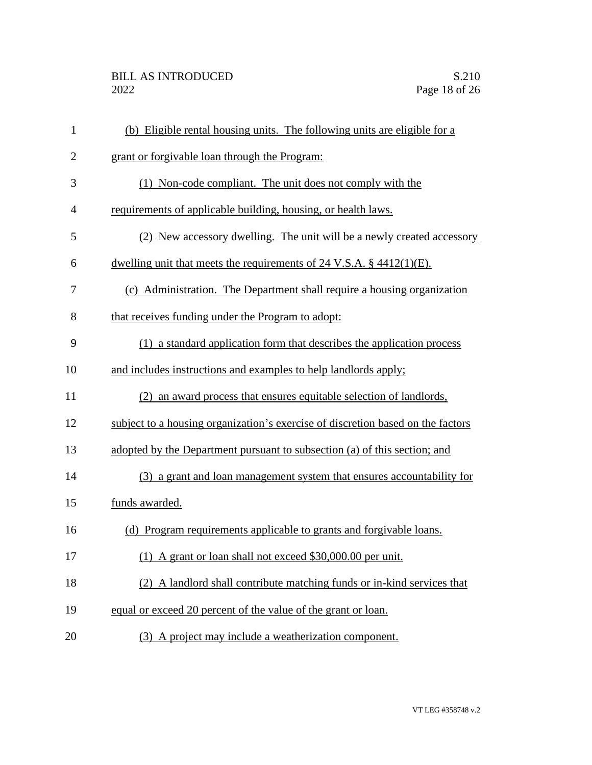(b) Eligible rental housing units. The following units are eligible for a grant or forgivable loan through the Program:

(1) Non-code compliant. The unit does not comply with the requirements of applicable building, housing, or health laws.

(2) New accessory dwelling. The unit will be a newly created accessory dwelling unit that meets the requirements of 24 V.S.A. § 4412(1)(E).

(c) Administration. The Department shall require a housing organization that receives funding under the Program to adopt:

(1) a standard application form that describes the application process and includes instructions and examples to help landlords apply;

(2) an award process that ensures equitable selection of landlords, subject to a housing organization's exercise of discretion based on the factors adopted by the Department pursuant to subsection (a) of this section; and

(3) a grant and loan management system that ensures accountability for funds awarded.

(d) Program requirements applicable to grants and forgivable loans.

(1) A grant or loan shall not exceed $30,000.00 per unit.

(2) A landlord shall contribute matching funds or in-kind services that equal or exceed 20 percent of the value of the grant or loan.

(3) A project may include a weatherization component.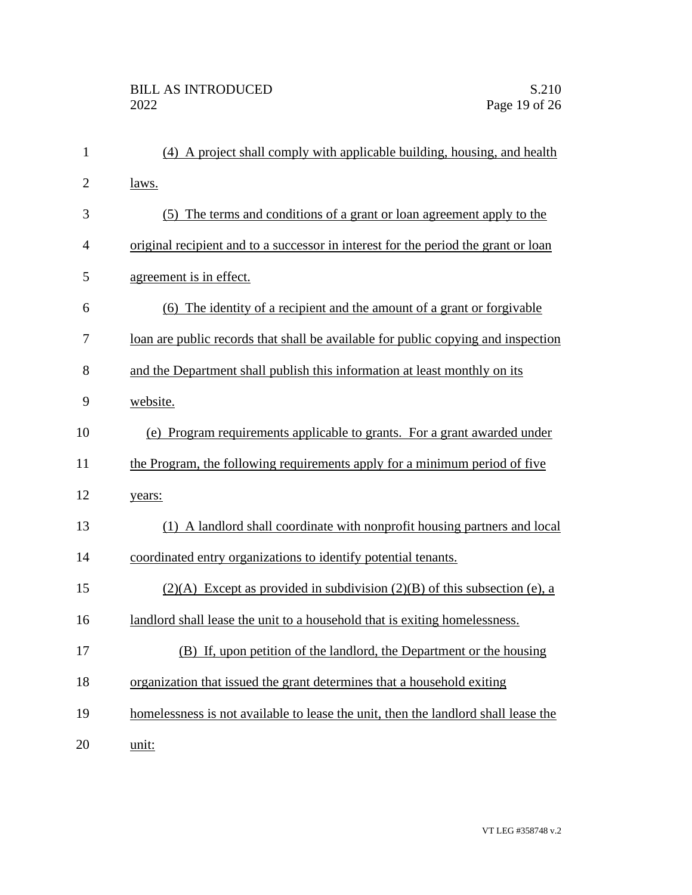(4) A project shall comply with applicable building, housing, and health laws.

(5) The terms and conditions of a grant or loan agreement apply to the original recipient and to a successor in interest for the period the grant or loan agreement is in effect.

(6) The identity of a recipient and the amount of a grant or forgivable loan are public records that shall be available for public copying and inspection and the Department shall publish this information at least monthly on its website.

(e) Program requirements applicable to grants. For a grant awarded under the Program, the following requirements apply for a minimum period of five years:

(1) A landlord shall coordinate with nonprofit housing partners and local coordinated entry organizations to identify potential tenants.

(2)(A) Except as provided in subdivision (2)(B) of this subsection (e), a landlord shall lease the unit to a household that is exiting homelessness.

(B) If, upon petition of the landlord, the Department or the housing organization that issued the grant determines that a household exiting homelessness is not available to lease the unit, then the landlord shall lease the unit: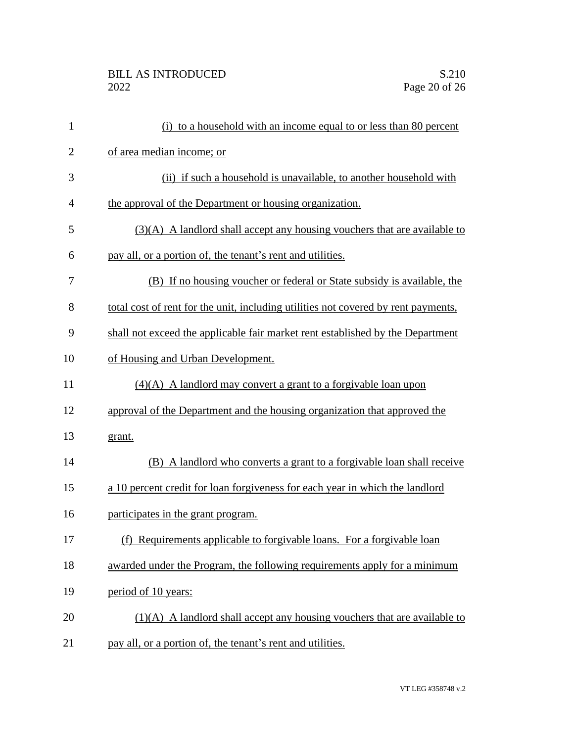(i) to a household with an income equal to or less than 80 percent of area median income; or

(ii) if such a household is unavailable, to another household with the approval of the Department or housing organization.

(3)(A) A landlord shall accept any housing vouchers that are available to pay all, or a portion of, the tenant's rent and utilities.

(B) If no housing voucher or federal or State subsidy is available, the total cost of rent for the unit, including utilities not covered by rent payments, shall not exceed the applicable fair market rent established by the Department of Housing and Urban Development.

(4)(A) A landlord may convert a grant to a forgivable loan upon approval of the Department and the housing organization that approved the grant.

(B) A landlord who converts a grant to a forgivable loan shall receive a 10 percent credit for loan forgiveness for each year in which the landlord participates in the grant program.

(f) Requirements applicable to forgivable loans. For a forgivable loan awarded under the Program, the following requirements apply for a minimum period of 10 years:

(1)(A) A landlord shall accept any housing vouchers that are available to pay all, or a portion of, the tenant's rent and utilities.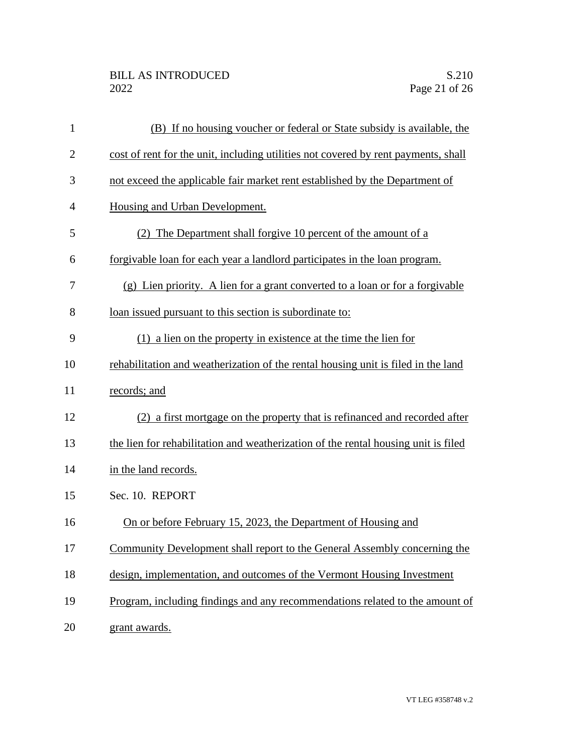(B) If no housing voucher or federal or State subsidy is available, the cost of rent for the unit, including utilities not covered by rent payments, shall not exceed the applicable fair market rent established by the Department of Housing and Urban Development.

(2) The Department shall forgive 10 percent of the amount of a forgivable loan for each year a landlord participates in the loan program.

(g) Lien priority. A lien for a grant converted to a loan or for a forgivable loan issued pursuant to this section is subordinate to:

(1) a lien on the property in existence at the time the lien for rehabilitation and weatherization of the rental housing unit is filed in the land records; and

(2) a first mortgage on the property that is refinanced and recorded after the lien for rehabilitation and weatherization of the rental housing unit is filed in the land records.

Sec. 10. REPORT

On or before February 15, 2023, the Department of Housing and Community Development shall report to the General Assembly concerning the design, implementation, and outcomes of the Vermont Housing Investment Program, including findings and any recommendations related to the amount of grant awards.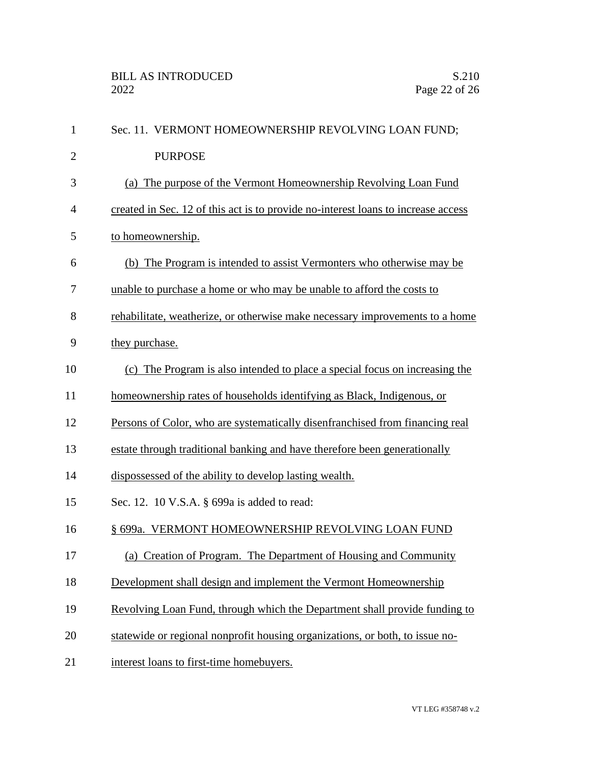Sec. 11. VERMONT HOMEOWNERSHIP REVOLVING LOAN FUND; PURPOSE

(a) The purpose of the Vermont Homeownership Revolving Loan Fund created in Sec. 12 of this act is to provide no-interest loans to increase access to homeownership.

(b) The Program is intended to assist Vermonters who otherwise may be unable to purchase a home or who may be unable to afford the costs to rehabilitate, weatherize, or otherwise make necessary improvements to a home they purchase.

(c) The Program is also intended to place a special focus on increasing the homeownership rates of households identifying as Black, Indigenous, or Persons of Color, who are systematically disenfranchised from financing real estate through traditional banking and have therefore been generationally dispossessed of the ability to develop lasting wealth.

Sec. 12. 10 V.S.A. § 699a is added to read:

§ 699a. VERMONT HOMEOWNERSHIP REVOLVING LOAN FUND

(a) Creation of Program. The Department of Housing and Community Development shall design and implement the Vermont Homeownership Revolving Loan Fund, through which the Department shall provide funding to statewide or regional nonprofit housing organizations, or both, to issue no-interest loans to first-time homebuyers.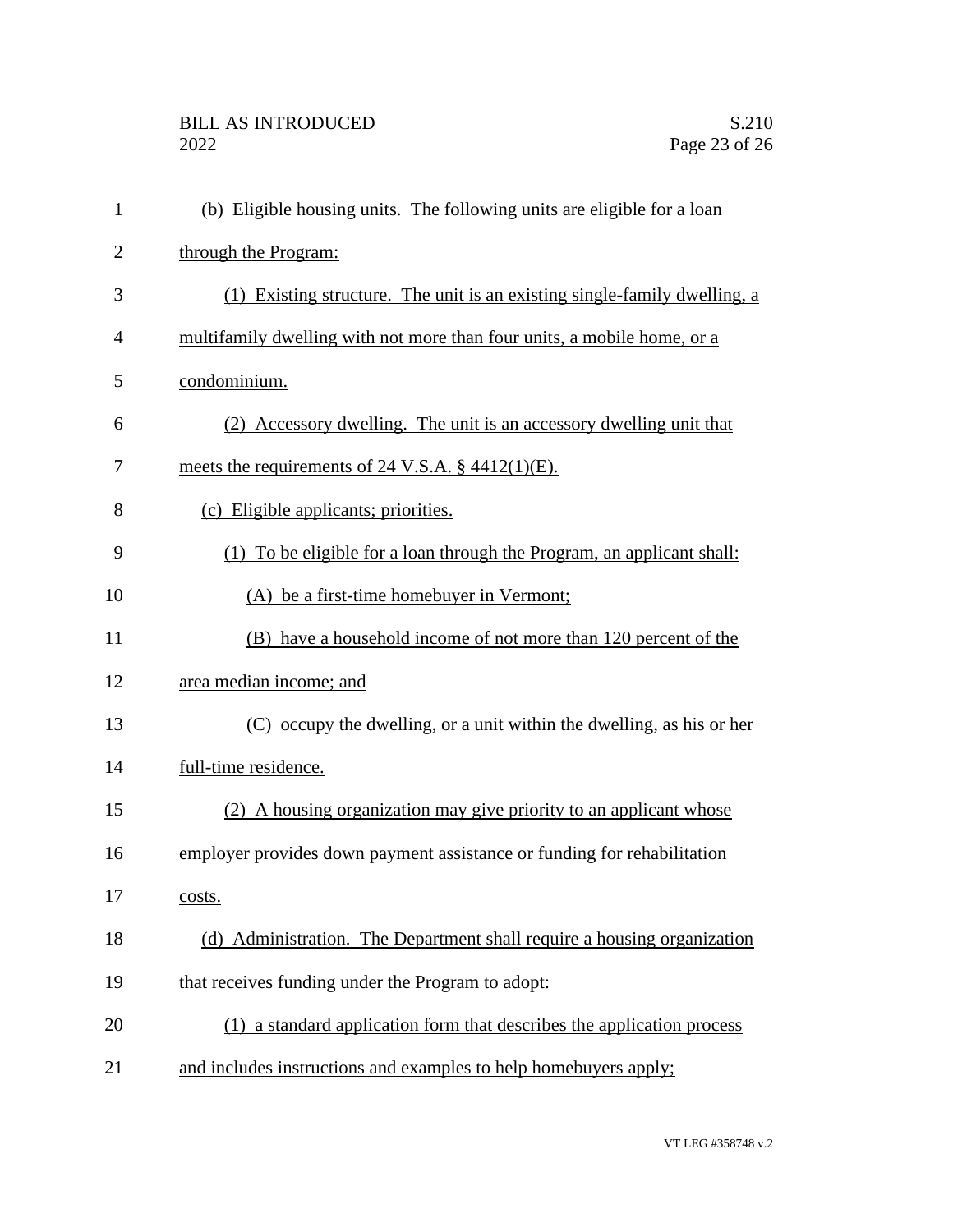(b) Eligible housing units. The following units are eligible for a loan through the Program:

(1) Existing structure. The unit is an existing single-family dwelling, a multifamily dwelling with not more than four units, a mobile home, or a condominium.

(2) Accessory dwelling. The unit is an accessory dwelling unit that meets the requirements of 24 V.S.A. § 4412(1)(E).

(c) Eligible applicants; priorities.

(1) To be eligible for a loan through the Program, an applicant shall:

(A) be a first-time homebuyer in Vermont;

(B) have a household income of not more than 120 percent of the area median income; and

(C) occupy the dwelling, or a unit within the dwelling, as his or her full-time residence.

(2) A housing organization may give priority to an applicant whose employer provides down payment assistance or funding for rehabilitation costs.

(d) Administration. The Department shall require a housing organization that receives funding under the Program to adopt:

(1) a standard application form that describes the application process and includes instructions and examples to help homebuyers apply;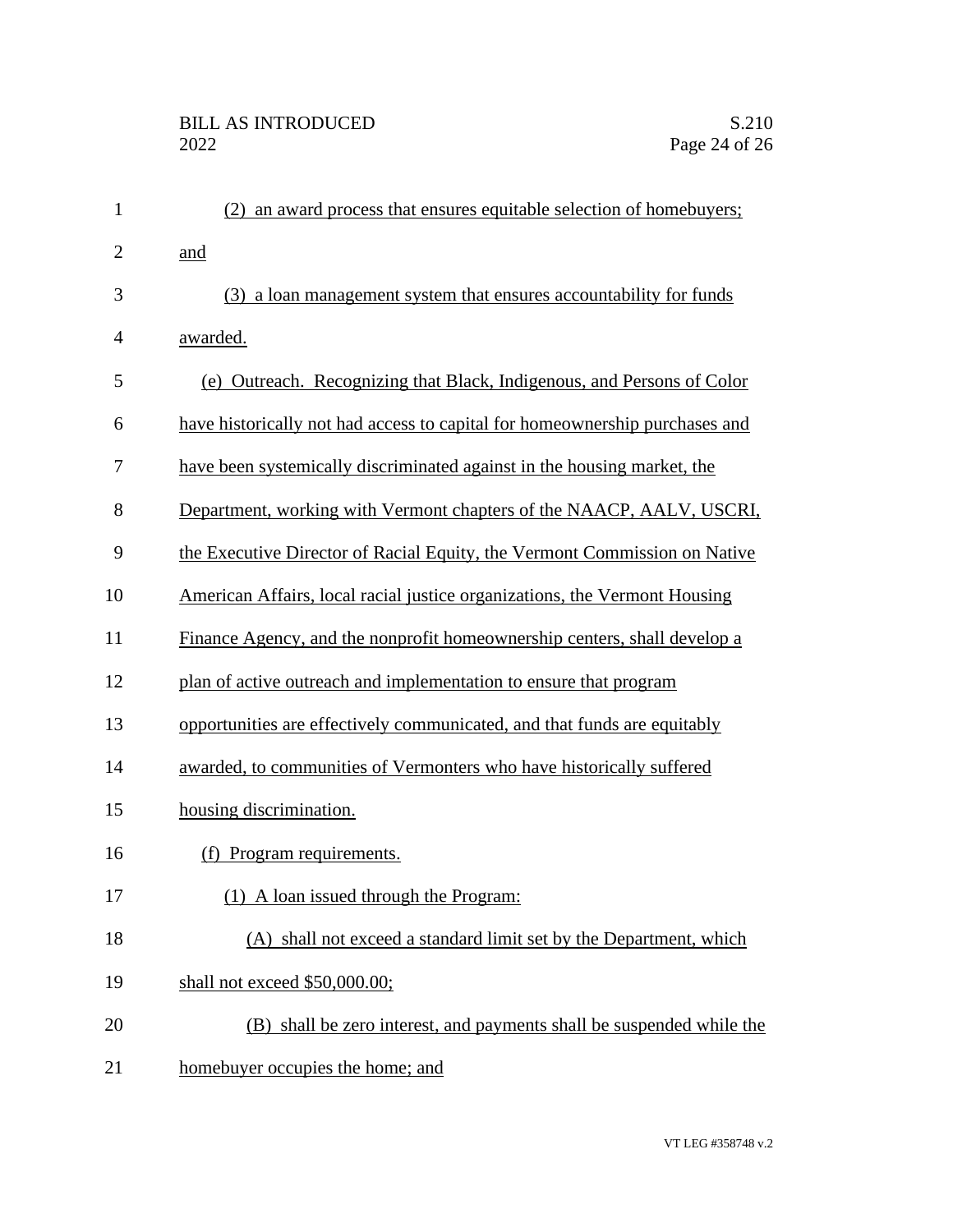(2) an award process that ensures equitable selection of homebuyers; and

(3) a loan management system that ensures accountability for funds awarded.

(e) Outreach. Recognizing that Black, Indigenous, and Persons of Color have historically not had access to capital for homeownership purchases and have been systemically discriminated against in the housing market, the Department, working with Vermont chapters of the NAACP, AALV, USCRI, the Executive Director of Racial Equity, the Vermont Commission on Native American Affairs, local racial justice organizations, the Vermont Housing Finance Agency, and the nonprofit homeownership centers, shall develop a plan of active outreach and implementation to ensure that program opportunities are effectively communicated, and that funds are equitably awarded, to communities of Vermonters who have historically suffered housing discrimination.

(f) Program requirements.

(1) A loan issued through the Program:

(A) shall not exceed a standard limit set by the Department, which shall not exceed $50,000.00;

(B) shall be zero interest, and payments shall be suspended while the homebuyer occupies the home; and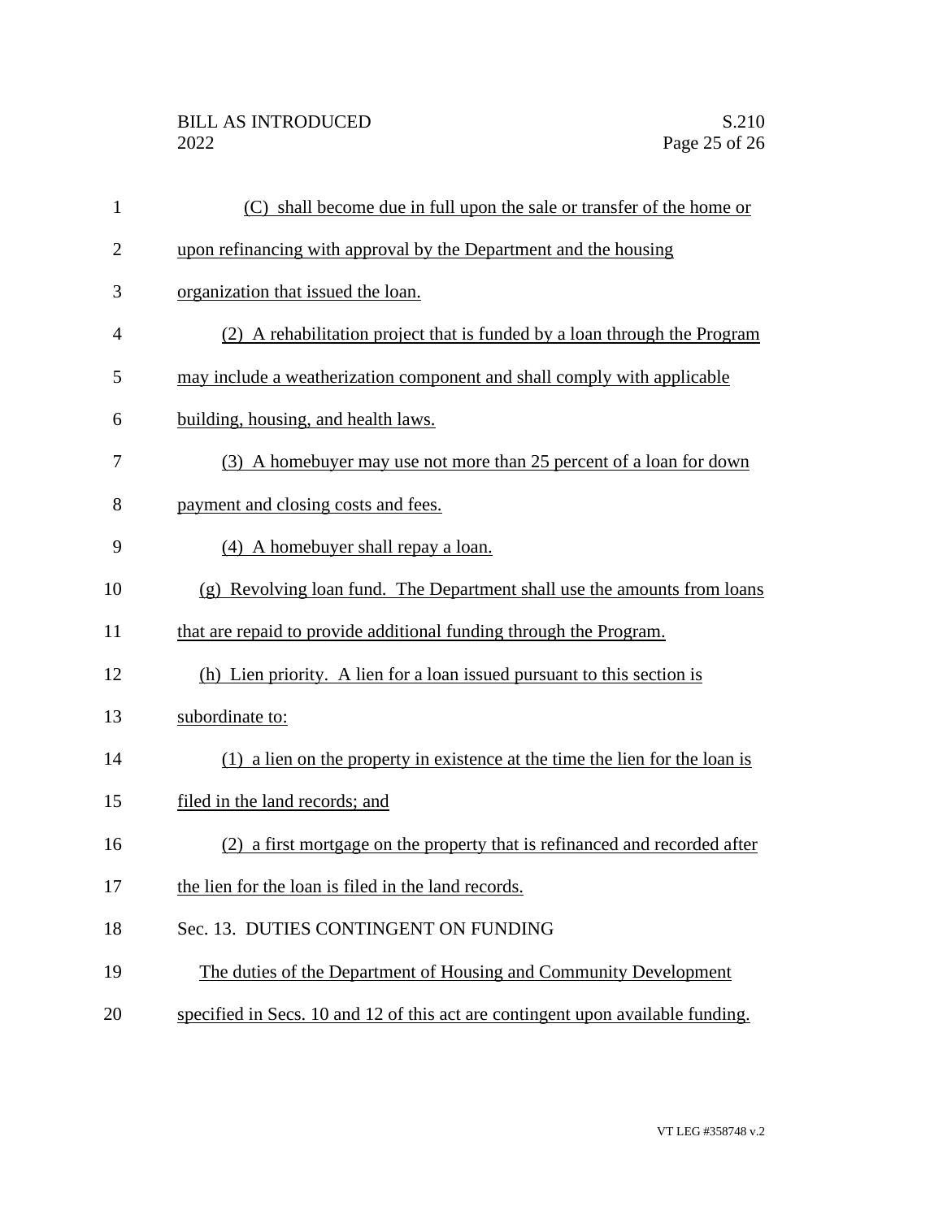(C) shall become due in full upon the sale or transfer of the home or upon refinancing with approval by the Department and the housing organization that issued the loan.

(2) A rehabilitation project that is funded by a loan through the Program may include a weatherization component and shall comply with applicable building, housing, and health laws.

(3) A homebuyer may use not more than 25 percent of a loan for down payment and closing costs and fees.

(4) A homebuyer shall repay a loan.

(g) Revolving loan fund. The Department shall use the amounts from loans that are repaid to provide additional funding through the Program.

(h) Lien priority. A lien for a loan issued pursuant to this section is subordinate to:

(1) a lien on the property in existence at the time the lien for the loan is filed in the land records; and

(2) a first mortgage on the property that is refinanced and recorded after the lien for the loan is filed in the land records.

Sec. 13. DUTIES CONTINGENT ON FUNDING

The duties of the Department of Housing and Community Development specified in Secs. 10 and 12 of this act are contingent upon available funding.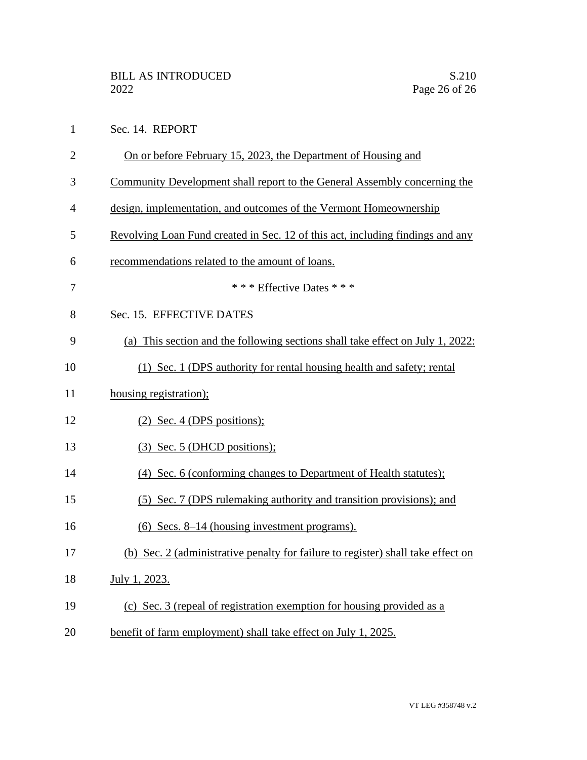Sec. 14. REPORT

On or before February 15, 2023, the Department of Housing and Community Development shall report to the General Assembly concerning the design, implementation, and outcomes of the Vermont Homeownership Revolving Loan Fund created in Sec. 12 of this act, including findings and any recommendations related to the amount of loans.

\* \* \* Effective Dates \* \* \*

Sec. 15. EFFECTIVE DATES

(a) This section and the following sections shall take effect on July 1, 2022:

(1) Sec. 1 (DPS authority for rental housing health and safety; rental housing registration);

(2) Sec. 4 (DPS positions);

(3) Sec. 5 (DHCD positions);

(4) Sec. 6 (conforming changes to Department of Health statutes);

(5) Sec. 7 (DPS rulemaking authority and transition provisions); and

(6) Secs. 8–14 (housing investment programs).

(b) Sec. 2 (administrative penalty for failure to register) shall take effect on July 1, 2023.

(c) Sec. 3 (repeal of registration exemption for housing provided as a benefit of farm employment) shall take effect on July 1, 2025.